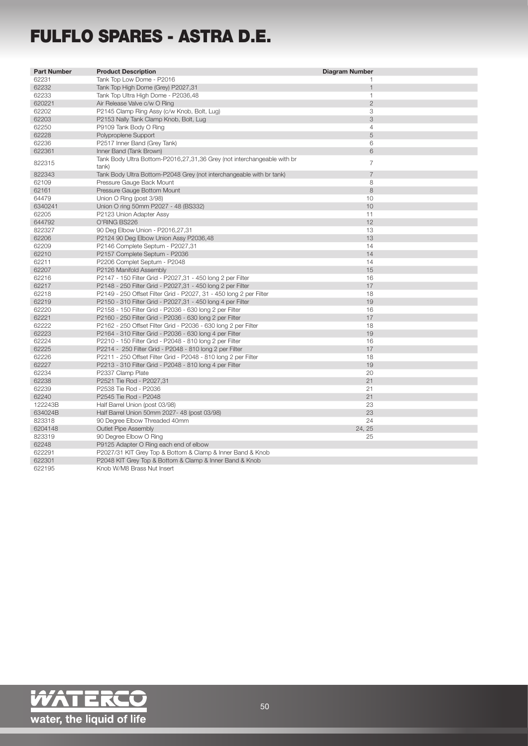# FULFLO SPARES - ASTRA D.E.

| Part Number | Product Description | Diagram Number |
| --- | --- | --- |
| 62231 | Tank Top Low Dome - P2016 | 1 |
| 62232 | Tank Top High Dome (Grey) P2027,31 | 1 |
| 62233 | Tank Top Ultra High Dome - P2036,48 | 1 |
| 620221 | Air Release Valve c/w O Ring | 2 |
| 62202 | P2145 Clamp Ring Assy (c/w Knob, Bolt, Lug) | 3 |
| 62203 | P2153 Nally Tank Clamp Knob, Bolt, Lug | 3 |
| 62250 | P9109 Tank Body O Ring | 4 |
| 62228 | Polyproplene Support | 5 |
| 62236 | P2517 Inner Band (Grey Tank) | 6 |
| 622361 | Inner Band (Tank Brown) | 6 |
| 822315 | Tank Body Ultra Bottom-P2016,27,31,36 Grey (not interchangeable with br tank) | 7 |
| 822343 | Tank Body Ultra Bottom-P2048 Grey (not interchangeable with br tank) | 7 |
| 62109 | Pressure Gauge Back Mount | 8 |
| 62161 | Pressure Gauge Bottom Mount | 8 |
| 64479 | Union O Ring (post 3/98) | 10 |
| 6340241 | Union O ring 50mm P2027 - 48 (BS332) | 10 |
| 62205 | P2123 Union Adapter Assy | 11 |
| 644792 | O'RING BS226 | 12 |
| 822327 | 90 Deg Elbow Union - P2016,27,31 | 13 |
| 62206 | P2124 90 Deg Elbow Union Assy P2036,48 | 13 |
| 62209 | P2146 Complete Septum - P2027,31 | 14 |
| 62210 | P2157 Complete Septum - P2036 | 14 |
| 62211 | P2206 Complet Septum - P2048 | 14 |
| 62207 | P2126 Manifold Assembly | 15 |
| 62216 | P2147 - 150 Filter Grid - P2027,31 - 450 long 2 per Filter | 16 |
| 62217 | P2148 - 250 Filter Grid - P2027,31 - 450 long 2 per Filter | 17 |
| 62218 | P2149 - 250 Offset Filter Grid - P2027, 31 - 450 long 2 per Filter | 18 |
| 62219 | P2150 - 310 Filter Grid - P2027,31 - 450 long 4 per Filter | 19 |
| 62220 | P2158 - 150 Filter Grid - P2036 - 630 long 2 per Filter | 16 |
| 62221 | P2160 - 250 Filter Grid - P2036 - 630 long 2 per Filter | 17 |
| 62222 | P2162 - 250 Offset Filter Grid - P2036 - 630 long 2 per Filter | 18 |
| 62223 | P2164 - 310 Filter Grid - P2036 - 630 long 4 per Filter | 19 |
| 62224 | P2210 - 150 Filter Grid - P2048 - 810 long 2 per Filter | 16 |
| 62225 | P2214 - 250 Filter Grid - P2048 - 810 long 2 per Filter | 17 |
| 62226 | P2211 - 250 Offset Filter Grid - P2048 - 810 long 2 per Filter | 18 |
| 62227 | P2213 - 310 Filter Grid - P2048 - 810 long 4 per Filter | 19 |
| 62234 | P2337 Clamp Plate | 20 |
| 62238 | P2521 Tie Rod - P2027,31 | 21 |
| 62239 | P2538 Tie Rod - P2036 | 21 |
| 62240 | P2545 Tie Rod - P2048 | 21 |
| 122243B | Half Barrel Union (post 03/98) | 23 |
| 634024B | Half Barrel Union 50mm 2027- 48 (post 03/98) | 23 |
| 823318 | 90 Degree Elbow Threaded 40mm | 24 |
| 6204148 | Outlet Pipe Assembly | 24, 25 |
| 823319 | 90 Degree Elbow O Ring | 25 |
| 62248 | P9125 Adapter O Ring each end of elbow | |
| 622291 | P2027/31 KIT Grey Top & Bottom & Clamp & Inner Band & Knob | |
| 622301 | P2048 KIT Grey Top & Bottom & Clamp & Inner Band & Knob | |
| 622195 | Knob W/M8 Brass Nut Insert | |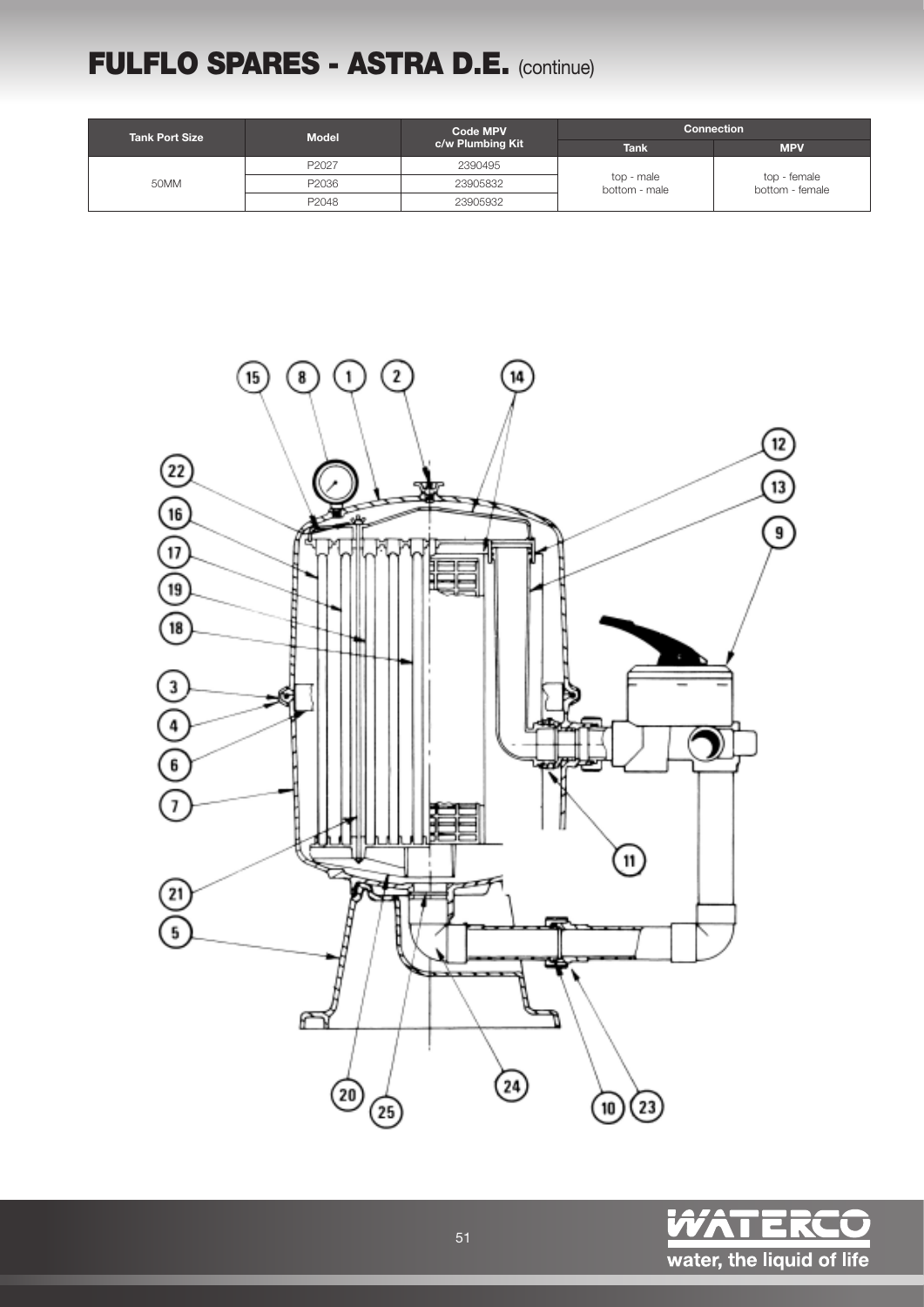# FULFLO SPARES - ASTRA D.E. (continue)

| Tank Port Size | Model | Code MPV c/w Plumbing Kit | Connection | |
|---|---|---|---|---|
| | | | Tank | MPV |
| 50MM | P2027 | 2390495 | top - male<br>bottom - male | top - female<br>bottom - female |
| | P2036 | 23905832 | | |
| | P2048 | 23905932 | | |

15 8 1 2 14

22
16
17
19
18
3
4
6
7
21
5

12
13
9

11

20 25 24 10 23